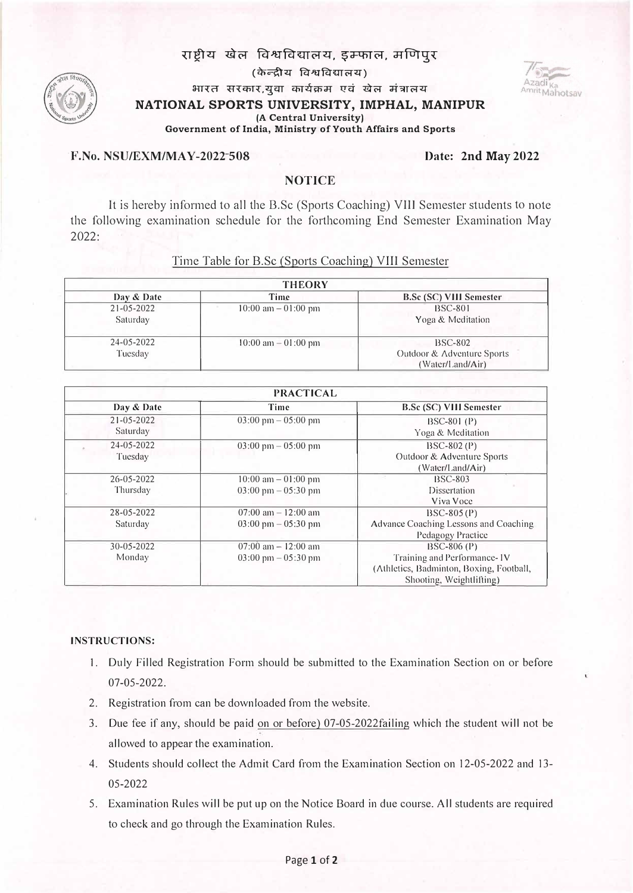# राष्ट्रीय खेल विश्वविद्यालय, इम्फाल, मणिपुर

(केन्द्रीय विश्वविद्यालय)

भारत सरकार,युवा कार्यक्रम एवं खेल मंत्रालय

## NATIONAL SPORTS UNIVERSITY, IMPHAL, MANIPUR

**(A Central University)**

**Government of India, Ministry of Youth Affairs and Sports**

**F.No. NSU/EXM/MAY-2022-508** **Date: 2nd May 2022**

## NOTICE

It is hereby informed to all the B.Sc (Sports Coaching) VIII Semester students to note the following examination schedule for the forthcoming End Semester Examination May 2022:

Time Table for B.Sc (Sports Coaching) VIII Semester

| THEORY | | |
|---|---|---|
| **Day & Date** | **Time** | **B.Sc (SC) VIII Semester** |
| 21-05-2022 Saturday | 10:00 am – 01:00 pm | BSC-801 Yoga & Meditation |
| 24-05-2022 Tuesday | 10:00 am – 01:00 pm | BSC-802 Outdoor & Adventure Sports (Water/Land/Air) |

| PRACTICAL | | |
|---|---|---|
| **Day & Date** | **Time** | **B.Sc (SC) VIII Semester** |
| 21-05-2022 Saturday | 03:00 pm – 05:00 pm | BSC-801 (P) Yoga & Meditation |
| 24-05-2022 Tuesday | 03:00 pm – 05:00 pm | BSC-802 (P) Outdoor & Adventure Sports (Water/Land/Air) |
| 26-05-2022 Thursday | 10:00 am – 01:00 pm<br>03:00 pm – 05:30 pm | BSC-803 Dissertation Viva Voce |
| 28-05-2022 Saturday | 07:00 am – 12:00 am<br>03:00 pm – 05:30 pm | BSC-805 (P) Advance Coaching Lessons and Coaching Pedagogy Practice |
| 30-05-2022 Monday | 07:00 am – 12:00 am<br>03:00 pm – 05:30 pm | BSC-806 (P) Training and Performance- IV (Athletics, Badminton, Boxing, Football, Shooting, Weightlifting) |

**INSTRUCTIONS:**

1. Duly Filled Registration Form should be submitted to the Examination Section on or before 07-05-2022.
2. Registration from can be downloaded from the website.
3. Due fee if any, should be paid on or before) 07-05-2022failing which the student will not be allowed to appear the examination.
4. Students should collect the Admit Card from the Examination Section on 12-05-2022 and 13-05-2022
5. Examination Rules will be put up on the Notice Board in due course. All students are required to check and go through the Examination Rules.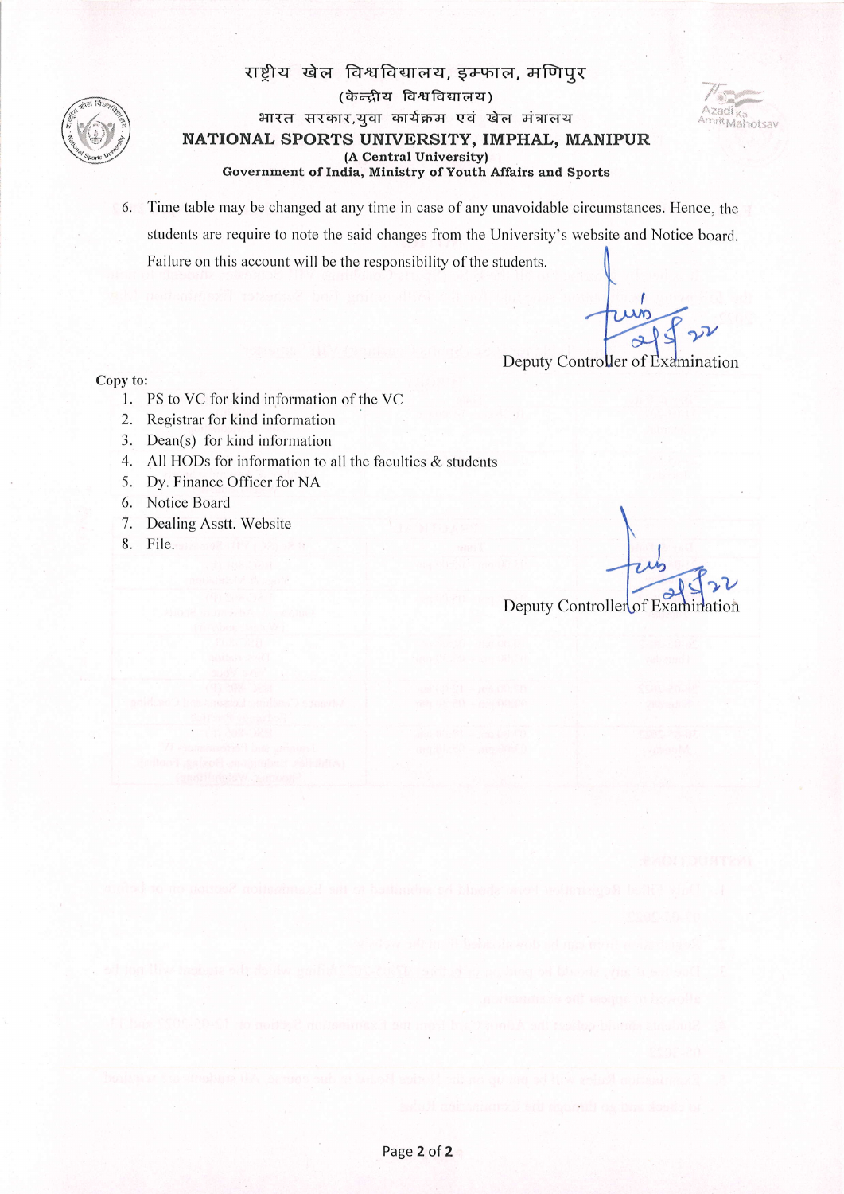राष्ट्रीय खेल विश्वविद्यालय, इम्फाल, मणिपुर

(केन्द्रीय विश्वविद्यालय)

भारत सरकार,युवा कार्यक्रम एवं खेल मंत्रालय

**NATIONAL SPORTS UNIVERSITY, IMPHAL, MANIPUR**

**(A Central University)**

**Government of India, Ministry of Youth Affairs and Sports**

6. Time table may be changed at any time in case of any unavoidable circumstances. Hence, the students are require to note the said changes from the University's website and Notice board. Failure on this account will be the responsibility of the students.

Deputy Controller of Examination

**Copy to:**

1. PS to VC for kind information of the VC
2. Registrar for kind information
3. Dean(s) for kind information
4. All HODs for information to all the faculties & students
5. Dy. Finance Officer for NA
6. Notice Board
7. Dealing Asstt. Website
8. File.

Deputy Controller of Examination